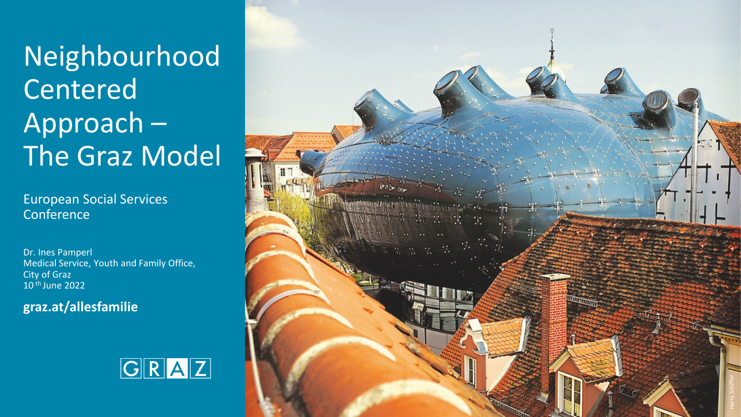# Neighbourhood Centered Approach – The Graz Model

European Social Services Conference

Dr. Ines Pamperl
Medical Service, Youth and Family Office,
City of Graz
10th June 2022

**graz.at/allesfamilie**

GRAZ

Harry Schiffer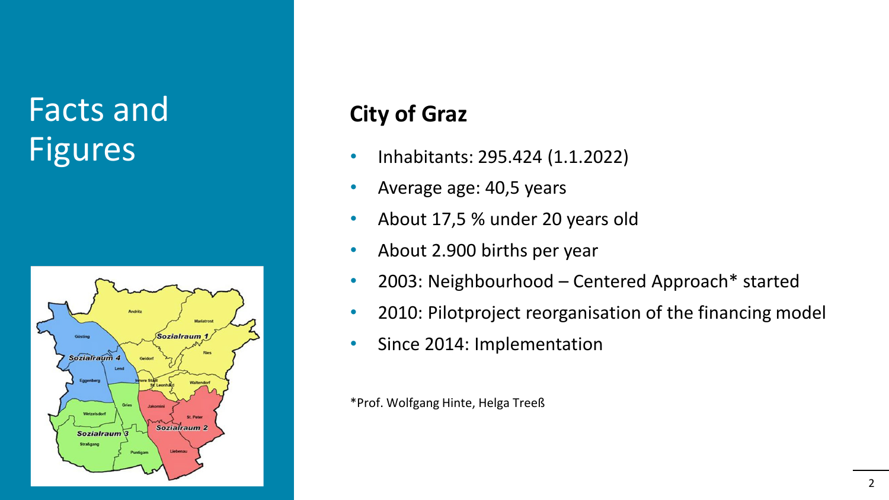# Facts and Figures

## City of Graz

- Inhabitants: 295.424 (1.1.2022)
- Average age: 40,5 years
- About 17,5 % under 20 years old
- About 2.900 births per year
- 2003: Neighbourhood – Centered Approach* started
- 2010: Pilotproject reorganisation of the financing model
- Since 2014: Implementation

*Prof. Wolfgang Hinte, Helga Treeß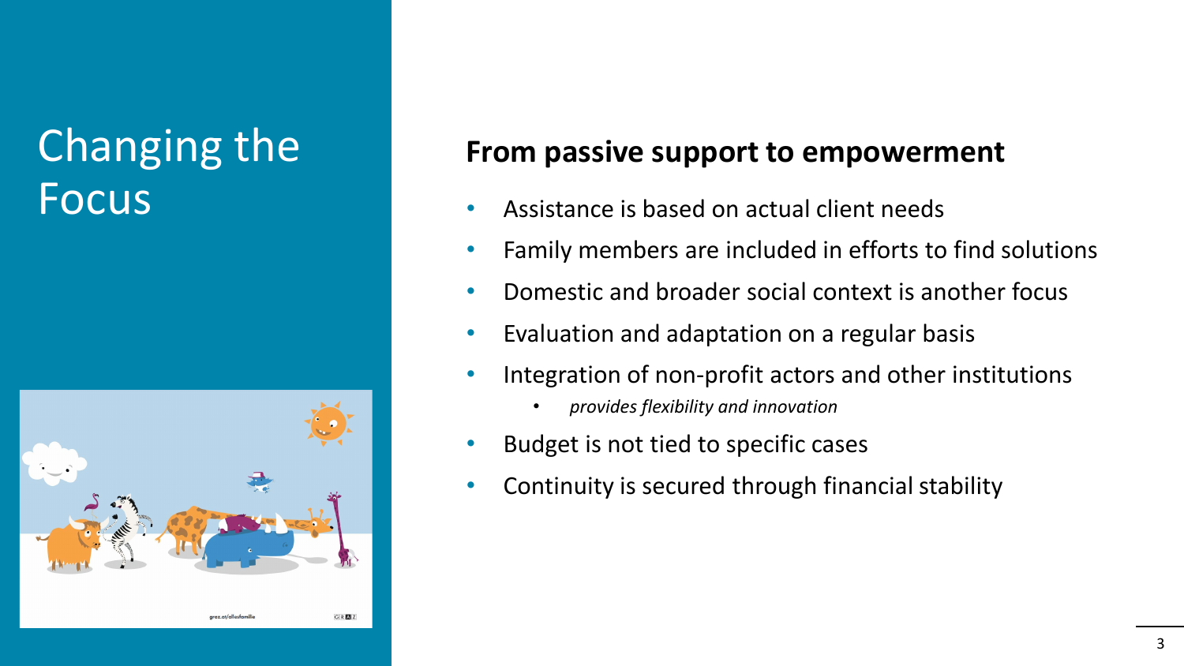# Changing the Focus

## From passive support to empowerment

- Assistance is based on actual client needs
- Family members are included in efforts to find solutions
- Domestic and broader social context is another focus
- Evaluation and adaptation on a regular basis
- Integration of non-profit actors and other institutions
  - *provides flexibility and innovation*
- Budget is not tied to specific cases
- Continuity is secured through financial stability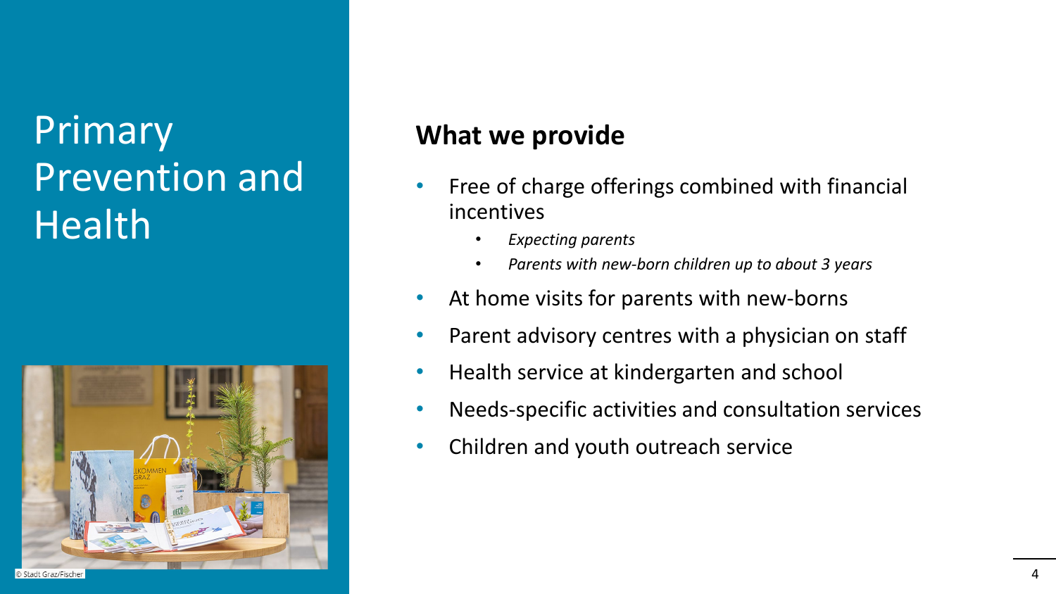# Primary Prevention and Health

© Stadt Graz/Fischer

## What we provide

- Free of charge offerings combined with financial incentives
  - *Expecting parents*
  - *Parents with new-born children up to about 3 years*
- At home visits for parents with new-borns
- Parent advisory centres with a physician on staff
- Health service at kindergarten and school
- Needs-specific activities and consultation services
- Children and youth outreach service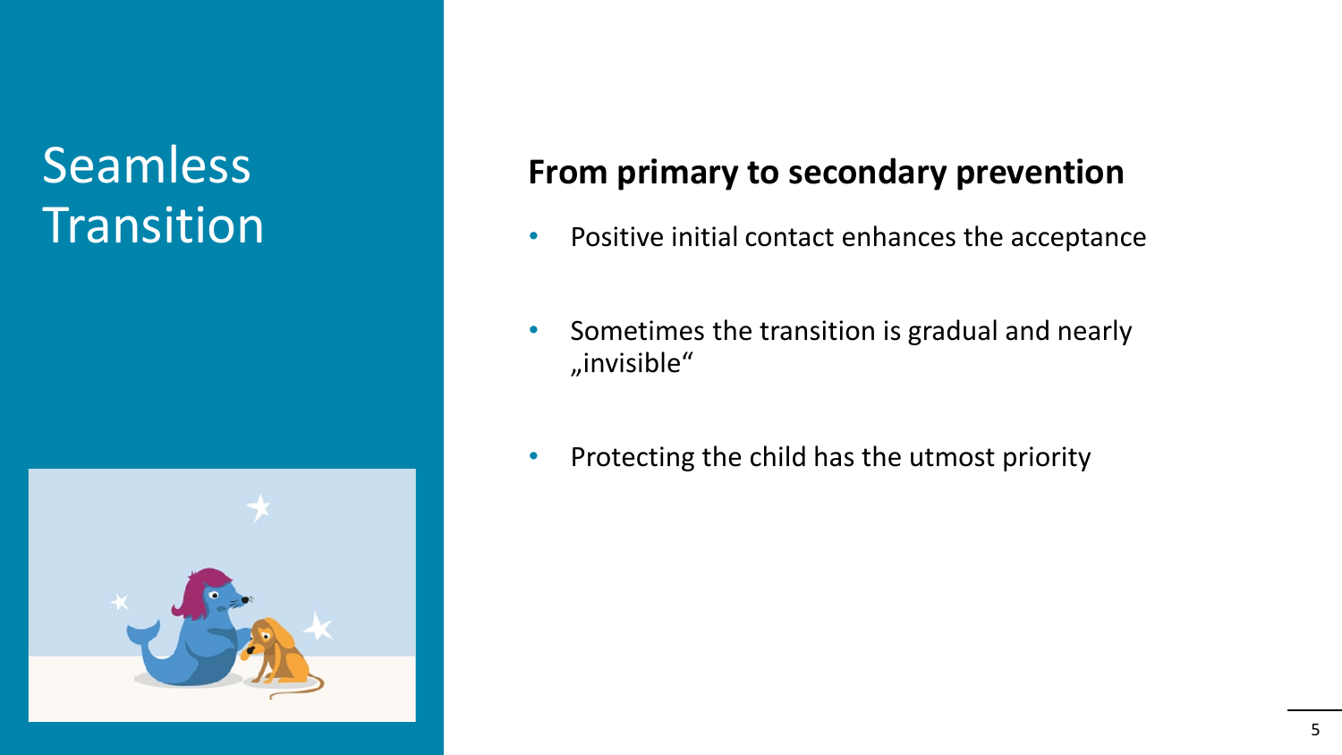# Seamless Transition

## From primary to secondary prevention

- Positive initial contact enhances the acceptance
- Sometimes the transition is gradual and nearly „invisible“
- Protecting the child has the utmost priority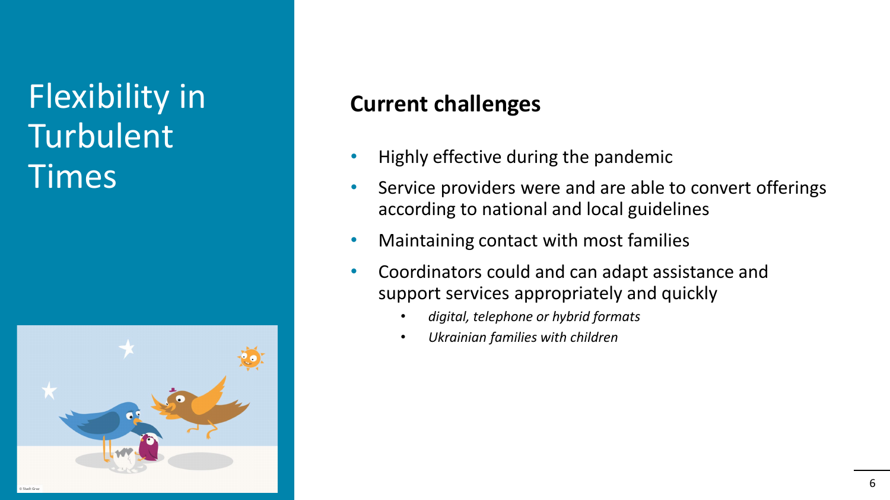# Flexibility in Turbulent Times

## Current challenges

- Highly effective during the pandemic
- Service providers were and are able to convert offerings according to national and local guidelines
- Maintaining contact with most families
- Coordinators could and can adapt assistance and support services appropriately and quickly
  - *digital, telephone or hybrid formats*
  - *Ukrainian families with children*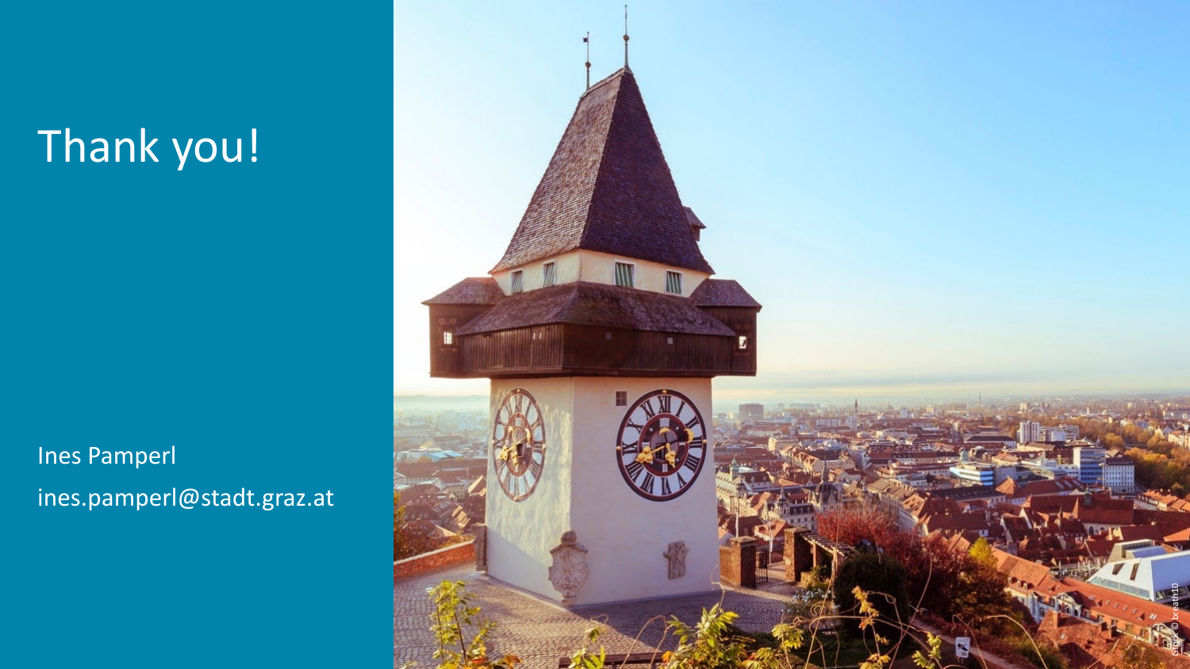# Thank you!

Ines Pamperl
ines.pamperl@stadt.graz.at